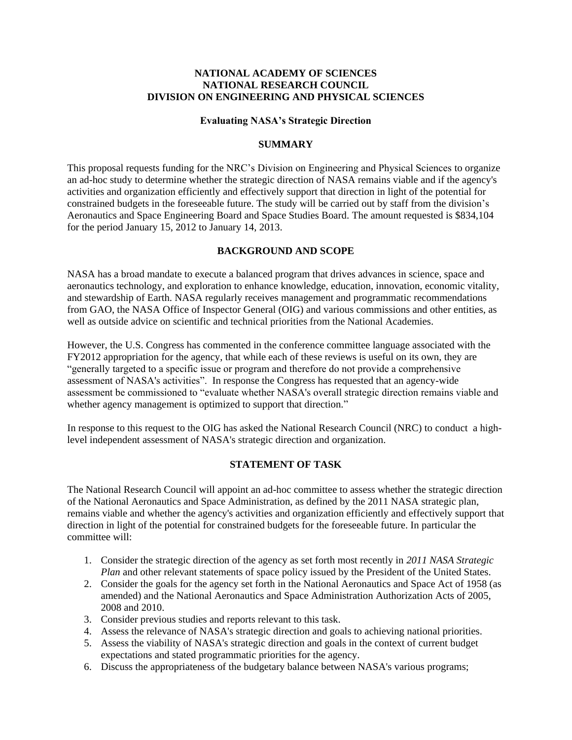**NATIONAL ACADEMY OF SCIENCES**
**NATIONAL RESEARCH COUNCIL**
**DIVISION ON ENGINEERING AND PHYSICAL SCIENCES**

**Evaluating NASA's Strategic Direction**

## SUMMARY

This proposal requests funding for the NRC's Division on Engineering and Physical Sciences to organize an ad-hoc study to determine whether the strategic direction of NASA remains viable and if the agency's activities and organization efficiently and effectively support that direction in light of the potential for constrained budgets in the foreseeable future. The study will be carried out by staff from the division's Aeronautics and Space Engineering Board and Space Studies Board. The amount requested is $834,104 for the period January 15, 2012 to January 14, 2013.

## BACKGROUND AND SCOPE

NASA has a broad mandate to execute a balanced program that drives advances in science, space and aeronautics technology, and exploration to enhance knowledge, education, innovation, economic vitality, and stewardship of Earth. NASA regularly receives management and programmatic recommendations from GAO, the NASA Office of Inspector General (OIG) and various commissions and other entities, as well as outside advice on scientific and technical priorities from the National Academies.

However, the U.S. Congress has commented in the conference committee language associated with the FY2012 appropriation for the agency, that while each of these reviews is useful on its own, they are "generally targeted to a specific issue or program and therefore do not provide a comprehensive assessment of NASA's activities". In response the Congress has requested that an agency-wide assessment be commissioned to "evaluate whether NASA's overall strategic direction remains viable and whether agency management is optimized to support that direction."

In response to this request to the OIG has asked the National Research Council (NRC) to conduct a high-level independent assessment of NASA's strategic direction and organization.

## STATEMENT OF TASK

The National Research Council will appoint an ad-hoc committee to assess whether the strategic direction of the National Aeronautics and Space Administration, as defined by the 2011 NASA strategic plan, remains viable and whether the agency's activities and organization efficiently and effectively support that direction in light of the potential for constrained budgets for the foreseeable future. In particular the committee will:

1. Consider the strategic direction of the agency as set forth most recently in *2011 NASA Strategic Plan* and other relevant statements of space policy issued by the President of the United States.
2. Consider the goals for the agency set forth in the National Aeronautics and Space Act of 1958 (as amended) and the National Aeronautics and Space Administration Authorization Acts of 2005, 2008 and 2010.
3. Consider previous studies and reports relevant to this task.
4. Assess the relevance of NASA's strategic direction and goals to achieving national priorities.
5. Assess the viability of NASA's strategic direction and goals in the context of current budget expectations and stated programmatic priorities for the agency.
6. Discuss the appropriateness of the budgetary balance between NASA's various programs;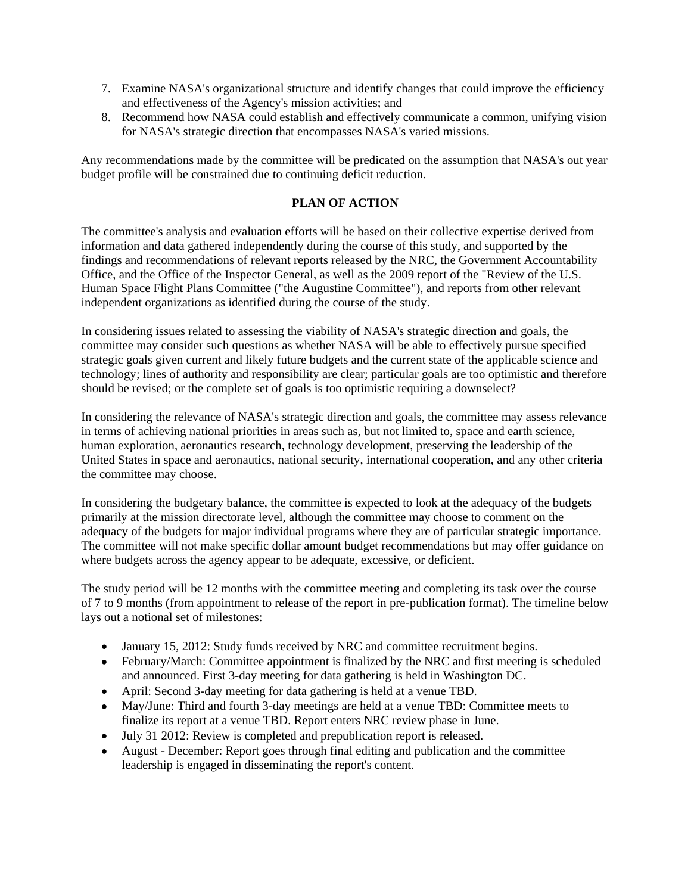7. Examine NASA's organizational structure and identify changes that could improve the efficiency and effectiveness of the Agency's mission activities; and
8. Recommend how NASA could establish and effectively communicate a common, unifying vision for NASA's strategic direction that encompasses NASA's varied missions.

Any recommendations made by the committee will be predicated on the assumption that NASA's out year budget profile will be constrained due to continuing deficit reduction.

**PLAN OF ACTION**

The committee's analysis and evaluation efforts will be based on their collective expertise derived from information and data gathered independently during the course of this study, and supported by the findings and recommendations of relevant reports released by the NRC, the Government Accountability Office, and the Office of the Inspector General, as well as the 2009 report of the "Review of the U.S. Human Space Flight Plans Committee ("the Augustine Committee"), and reports from other relevant independent organizations as identified during the course of the study.

In considering issues related to assessing the viability of NASA's strategic direction and goals, the committee may consider such questions as whether NASA will be able to effectively pursue specified strategic goals given current and likely future budgets and the current state of the applicable science and technology; lines of authority and responsibility are clear; particular goals are too optimistic and therefore should be revised; or the complete set of goals is too optimistic requiring a downselect?

In considering the relevance of NASA's strategic direction and goals, the committee may assess relevance in terms of achieving national priorities in areas such as, but not limited to, space and earth science, human exploration, aeronautics research, technology development, preserving the leadership of the United States in space and aeronautics, national security, international cooperation, and any other criteria the committee may choose.

In considering the budgetary balance, the committee is expected to look at the adequacy of the budgets primarily at the mission directorate level, although the committee may choose to comment on the adequacy of the budgets for major individual programs where they are of particular strategic importance. The committee will not make specific dollar amount budget recommendations but may offer guidance on where budgets across the agency appear to be adequate, excessive, or deficient.

The study period will be 12 months with the committee meeting and completing its task over the course of 7 to 9 months (from appointment to release of the report in pre-publication format). The timeline below lays out a notional set of milestones:

- January 15, 2012: Study funds received by NRC and committee recruitment begins.
- February/March: Committee appointment is finalized by the NRC and first meeting is scheduled and announced. First 3-day meeting for data gathering is held in Washington DC.
- April: Second 3-day meeting for data gathering is held at a venue TBD.
- May/June: Third and fourth 3-day meetings are held at a venue TBD: Committee meets to finalize its report at a venue TBD. Report enters NRC review phase in June.
- July 31 2012: Review is completed and prepublication report is released.
- August - December: Report goes through final editing and publication and the committee leadership is engaged in disseminating the report's content.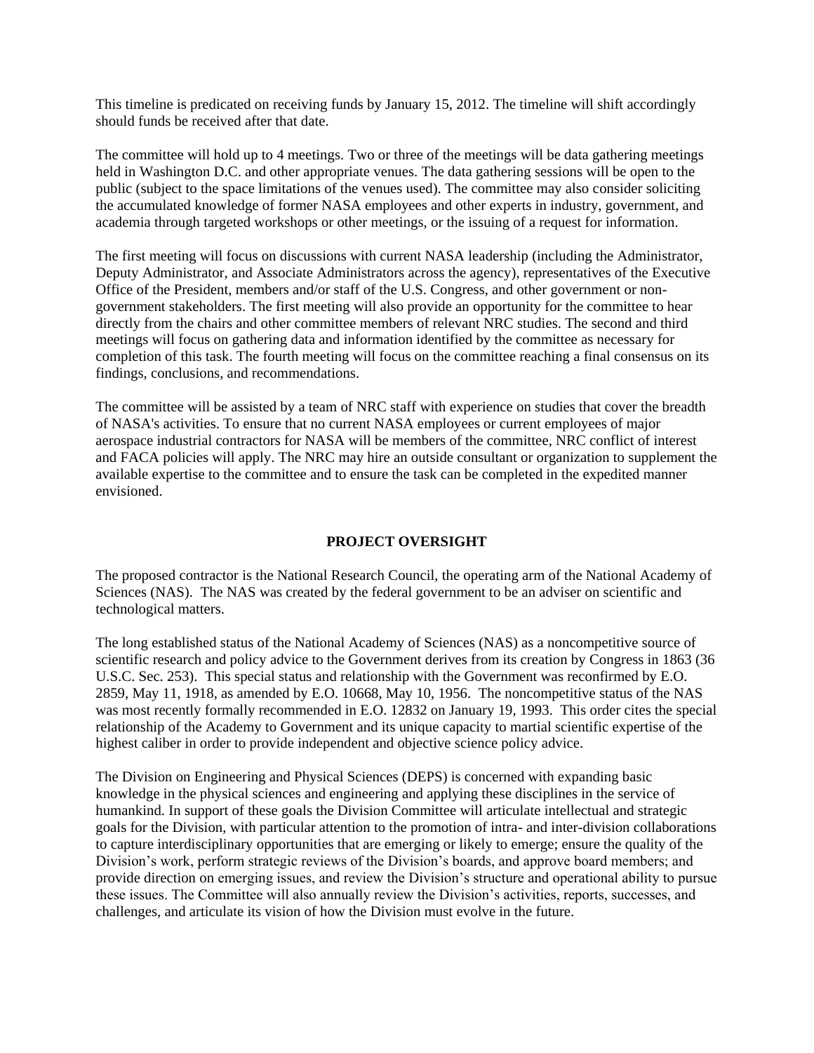This timeline is predicated on receiving funds by January 15, 2012. The timeline will shift accordingly should funds be received after that date.

The committee will hold up to 4 meetings. Two or three of the meetings will be data gathering meetings held in Washington D.C. and other appropriate venues. The data gathering sessions will be open to the public (subject to the space limitations of the venues used). The committee may also consider soliciting the accumulated knowledge of former NASA employees and other experts in industry, government, and academia through targeted workshops or other meetings, or the issuing of a request for information.

The first meeting will focus on discussions with current NASA leadership (including the Administrator, Deputy Administrator, and Associate Administrators across the agency), representatives of the Executive Office of the President, members and/or staff of the U.S. Congress, and other government or non-government stakeholders. The first meeting will also provide an opportunity for the committee to hear directly from the chairs and other committee members of relevant NRC studies. The second and third meetings will focus on gathering data and information identified by the committee as necessary for completion of this task. The fourth meeting will focus on the committee reaching a final consensus on its findings, conclusions, and recommendations.

The committee will be assisted by a team of NRC staff with experience on studies that cover the breadth of NASA's activities. To ensure that no current NASA employees or current employees of major aerospace industrial contractors for NASA will be members of the committee, NRC conflict of interest and FACA policies will apply. The NRC may hire an outside consultant or organization to supplement the available expertise to the committee and to ensure the task can be completed in the expedited manner envisioned.

## PROJECT OVERSIGHT

The proposed contractor is the National Research Council, the operating arm of the National Academy of Sciences (NAS). The NAS was created by the federal government to be an adviser on scientific and technological matters.

The long established status of the National Academy of Sciences (NAS) as a noncompetitive source of scientific research and policy advice to the Government derives from its creation by Congress in 1863 (36 U.S.C. Sec. 253). This special status and relationship with the Government was reconfirmed by E.O. 2859, May 11, 1918, as amended by E.O. 10668, May 10, 1956. The noncompetitive status of the NAS was most recently formally recommended in E.O. 12832 on January 19, 1993. This order cites the special relationship of the Academy to Government and its unique capacity to martial scientific expertise of the highest caliber in order to provide independent and objective science policy advice.

The Division on Engineering and Physical Sciences (DEPS) is concerned with expanding basic knowledge in the physical sciences and engineering and applying these disciplines in the service of humankind. In support of these goals the Division Committee will articulate intellectual and strategic goals for the Division, with particular attention to the promotion of intra- and inter-division collaborations to capture interdisciplinary opportunities that are emerging or likely to emerge; ensure the quality of the Division's work, perform strategic reviews of the Division's boards, and approve board members; and provide direction on emerging issues, and review the Division's structure and operational ability to pursue these issues. The Committee will also annually review the Division's activities, reports, successes, and challenges, and articulate its vision of how the Division must evolve in the future.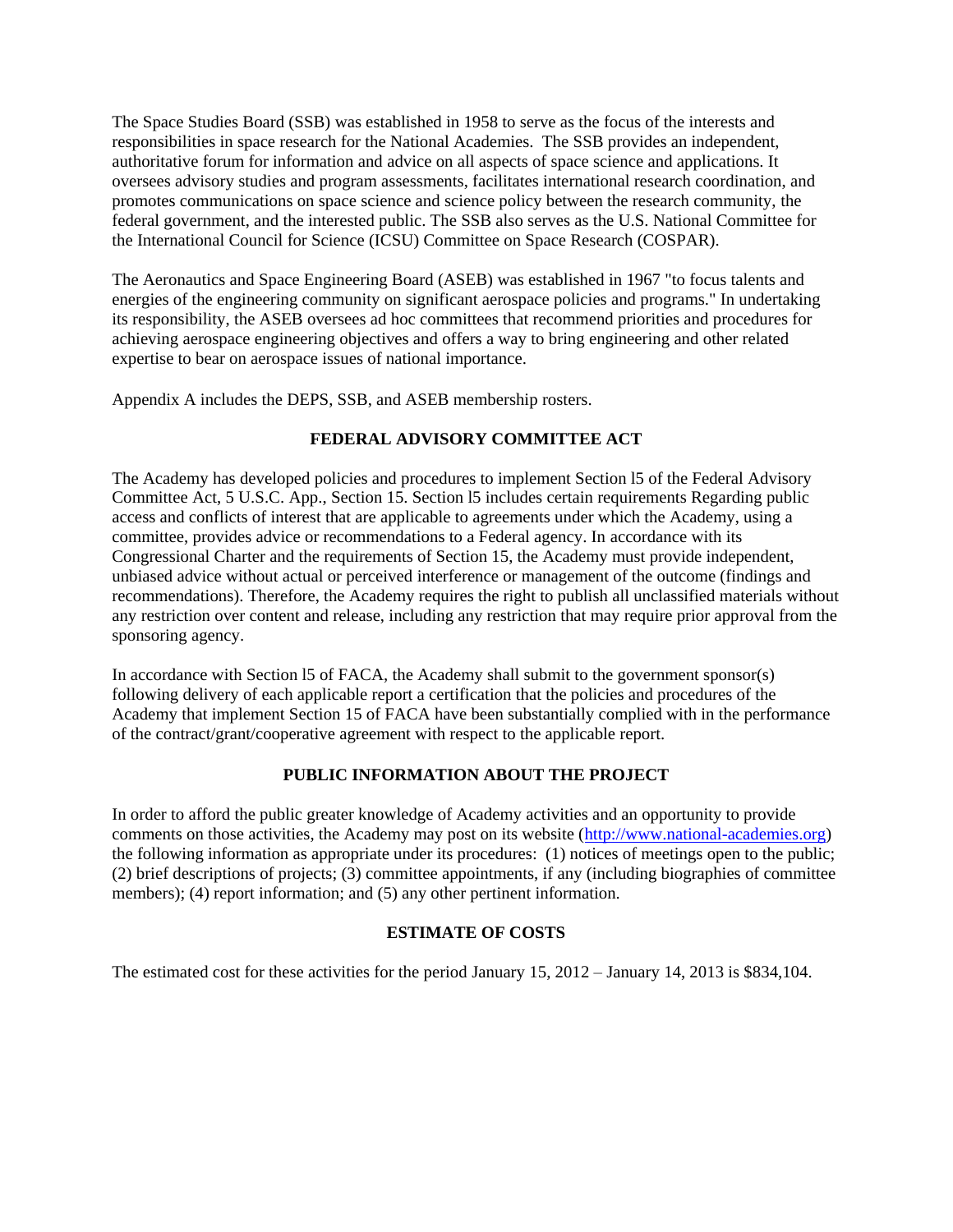The Space Studies Board (SSB) was established in 1958 to serve as the focus of the interests and responsibilities in space research for the National Academies. The SSB provides an independent, authoritative forum for information and advice on all aspects of space science and applications. It oversees advisory studies and program assessments, facilitates international research coordination, and promotes communications on space science and science policy between the research community, the federal government, and the interested public. The SSB also serves as the U.S. National Committee for the International Council for Science (ICSU) Committee on Space Research (COSPAR).

The Aeronautics and Space Engineering Board (ASEB) was established in 1967 "to focus talents and energies of the engineering community on significant aerospace policies and programs." In undertaking its responsibility, the ASEB oversees ad hoc committees that recommend priorities and procedures for achieving aerospace engineering objectives and offers a way to bring engineering and other related expertise to bear on aerospace issues of national importance.

Appendix A includes the DEPS, SSB, and ASEB membership rosters.

## FEDERAL ADVISORY COMMITTEE ACT

The Academy has developed policies and procedures to implement Section l5 of the Federal Advisory Committee Act, 5 U.S.C. App., Section 15. Section l5 includes certain requirements Regarding public access and conflicts of interest that are applicable to agreements under which the Academy, using a committee, provides advice or recommendations to a Federal agency. In accordance with its Congressional Charter and the requirements of Section 15, the Academy must provide independent, unbiased advice without actual or perceived interference or management of the outcome (findings and recommendations). Therefore, the Academy requires the right to publish all unclassified materials without any restriction over content and release, including any restriction that may require prior approval from the sponsoring agency.

In accordance with Section l5 of FACA, the Academy shall submit to the government sponsor(s) following delivery of each applicable report a certification that the policies and procedures of the Academy that implement Section 15 of FACA have been substantially complied with in the performance of the contract/grant/cooperative agreement with respect to the applicable report.

## PUBLIC INFORMATION ABOUT THE PROJECT

In order to afford the public greater knowledge of Academy activities and an opportunity to provide comments on those activities, the Academy may post on its website (http://www.national-academies.org) the following information as appropriate under its procedures: (1) notices of meetings open to the public; (2) brief descriptions of projects; (3) committee appointments, if any (including biographies of committee members); (4) report information; and (5) any other pertinent information.

## ESTIMATE OF COSTS

The estimated cost for these activities for the period January 15, 2012 – January 14, 2013 is $834,104.